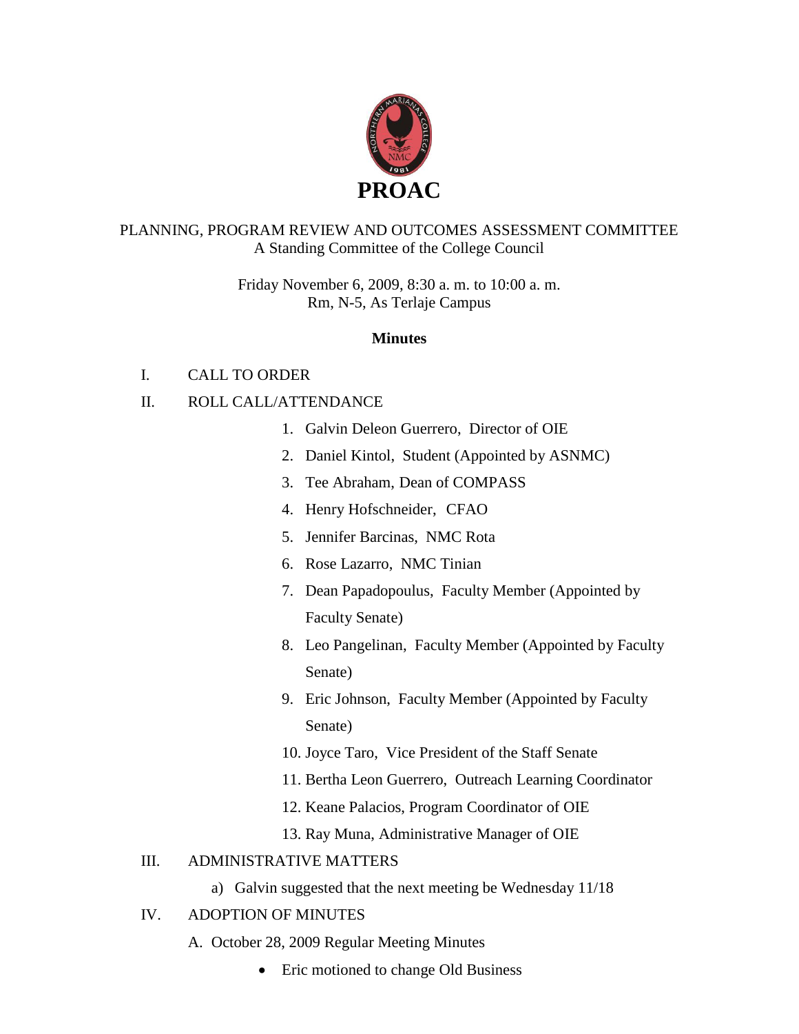# PROAC

PLANNING, PROGRAM REVIEW AND OUTCOMES ASSESSMENT COMMITTEE
A Standing Committee of the College Council

Friday November 6, 2009, 8:30 a. m. to 10:00 a. m.
Rm, N-5, As Terlaje Campus

**Minutes**

I. CALL TO ORDER

II. ROLL CALL/ATTENDANCE

1. Galvin Deleon Guerrero, Director of OIE
2. Daniel Kintol, Student (Appointed by ASNMC)
3. Tee Abraham, Dean of COMPASS
4. Henry Hofschneider, CFAO
5. Jennifer Barcinas, NMC Rota
6. Rose Lazarro, NMC Tinian
7. Dean Papadopoulus, Faculty Member (Appointed by Faculty Senate)
8. Leo Pangelinan, Faculty Member (Appointed by Faculty Senate)
9. Eric Johnson, Faculty Member (Appointed by Faculty Senate)
10. Joyce Taro, Vice President of the Staff Senate
11. Bertha Leon Guerrero, Outreach Learning Coordinator
12. Keane Palacios, Program Coordinator of OIE
13. Ray Muna, Administrative Manager of OIE

III. ADMINISTRATIVE MATTERS

a) Galvin suggested that the next meeting be Wednesday 11/18

IV. ADOPTION OF MINUTES

A. October 28, 2009 Regular Meeting Minutes

- Eric motioned to change Old Business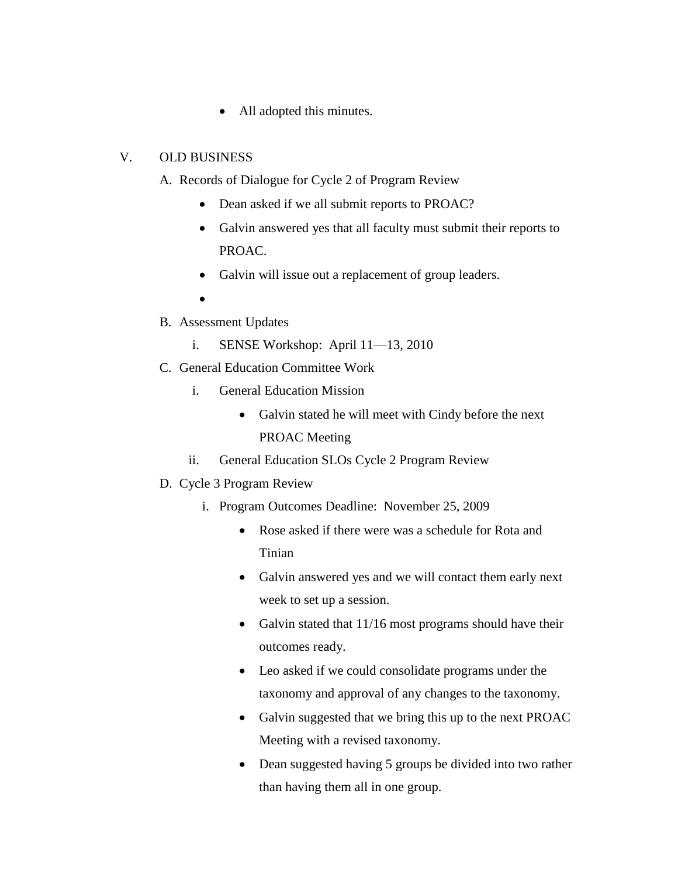- All adopted this minutes.

V. OLD BUSINESS

A. Records of Dialogue for Cycle 2 of Program Review

- Dean asked if we all submit reports to PROAC?
- Galvin answered yes that all faculty must submit their reports to PROAC.
- Galvin will issue out a replacement of group leaders.
- 

B. Assessment Updates

i. SENSE Workshop: April 11—13, 2010

C. General Education Committee Work

i. General Education Mission

- Galvin stated he will meet with Cindy before the next PROAC Meeting

ii. General Education SLOs Cycle 2 Program Review

D. Cycle 3 Program Review

i. Program Outcomes Deadline: November 25, 2009

- Rose asked if there were was a schedule for Rota and Tinian
- Galvin answered yes and we will contact them early next week to set up a session.
- Galvin stated that 11/16 most programs should have their outcomes ready.
- Leo asked if we could consolidate programs under the taxonomy and approval of any changes to the taxonomy.
- Galvin suggested that we bring this up to the next PROAC Meeting with a revised taxonomy.
- Dean suggested having 5 groups be divided into two rather than having them all in one group.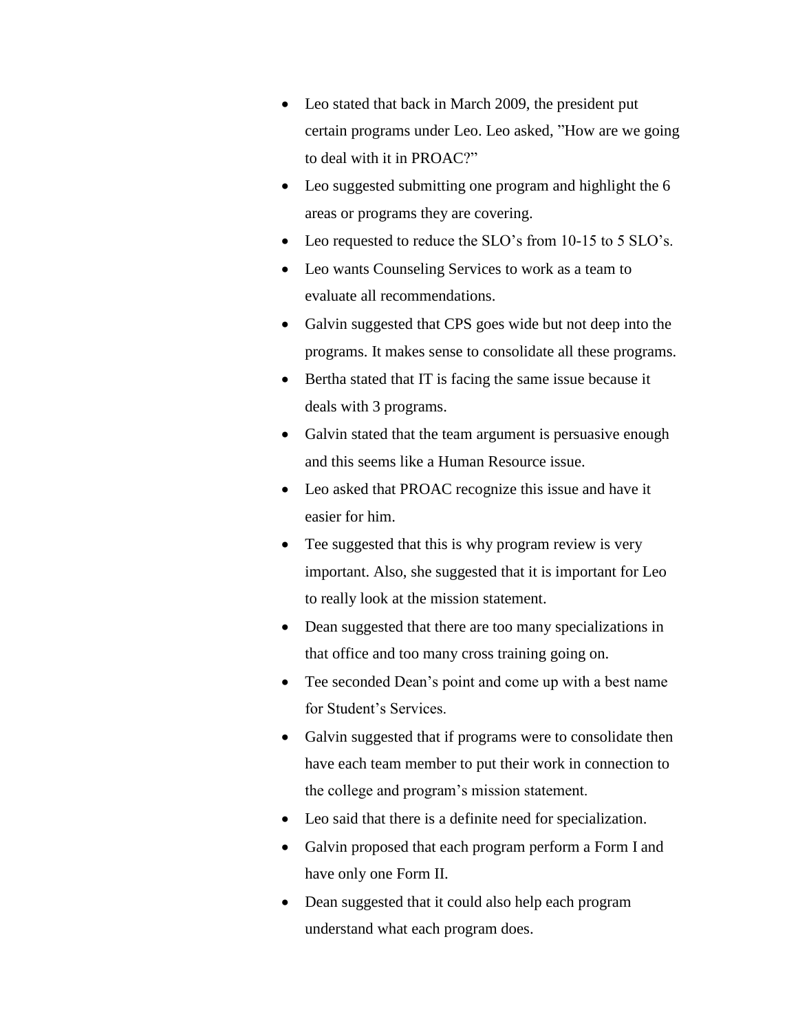- Leo stated that back in March 2009, the president put certain programs under Leo. Leo asked, "How are we going to deal with it in PROAC?"
- Leo suggested submitting one program and highlight the 6 areas or programs they are covering.
- Leo requested to reduce the SLO's from 10-15 to 5 SLO's.
- Leo wants Counseling Services to work as a team to evaluate all recommendations.
- Galvin suggested that CPS goes wide but not deep into the programs. It makes sense to consolidate all these programs.
- Bertha stated that IT is facing the same issue because it deals with 3 programs.
- Galvin stated that the team argument is persuasive enough and this seems like a Human Resource issue.
- Leo asked that PROAC recognize this issue and have it easier for him.
- Tee suggested that this is why program review is very important. Also, she suggested that it is important for Leo to really look at the mission statement.
- Dean suggested that there are too many specializations in that office and too many cross training going on.
- Tee seconded Dean's point and come up with a best name for Student's Services.
- Galvin suggested that if programs were to consolidate then have each team member to put their work in connection to the college and program's mission statement.
- Leo said that there is a definite need for specialization.
- Galvin proposed that each program perform a Form I and have only one Form II.
- Dean suggested that it could also help each program understand what each program does.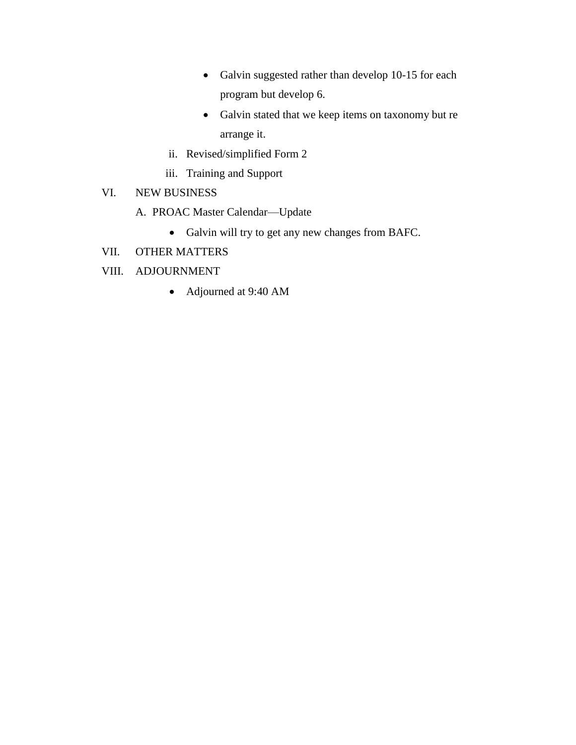- Galvin suggested rather than develop 10-15 for each program but develop 6.
- Galvin stated that we keep items on taxonomy but re arrange it.

ii. Revised/simplified Form 2

iii. Training and Support

VI. NEW BUSINESS

A. PROAC Master Calendar—Update

- Galvin will try to get any new changes from BAFC.

VII. OTHER MATTERS

VIII. ADJOURNMENT

- Adjourned at 9:40 AM